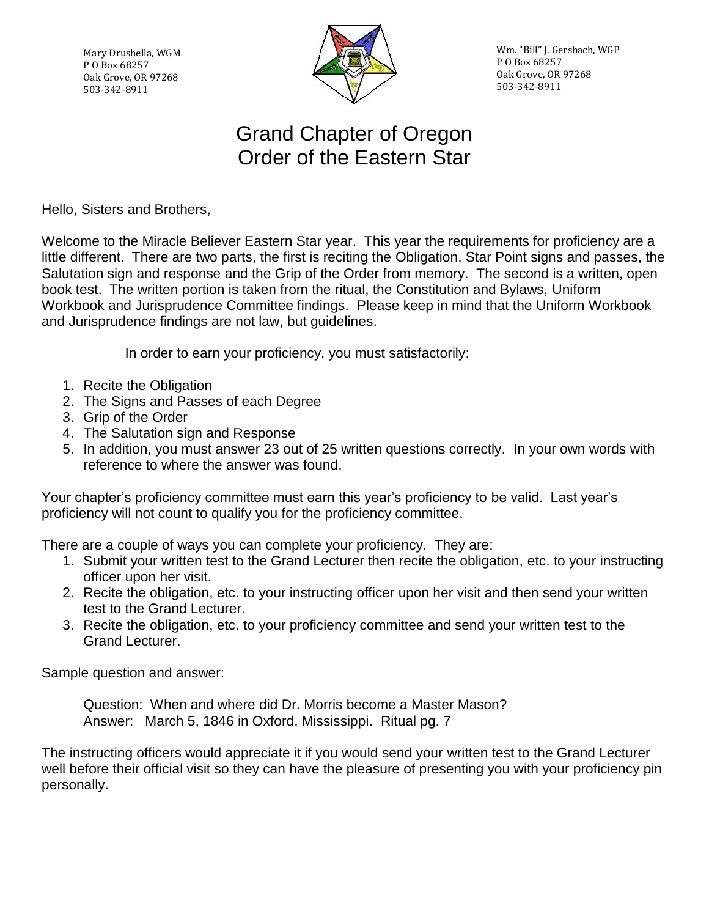Mary Drushella, WGM
P O Box 68257
Oak Grove, OR 97268
503-342-8911

Wm. "Bill" J. Gersbach, WGP
P O Box 68257
Oak Grove, OR 97268
503-342-8911

# Grand Chapter of Oregon
# Order of the Eastern Star

Hello, Sisters and Brothers,

Welcome to the Miracle Believer Eastern Star year. This year the requirements for proficiency are a little different. There are two parts, the first is reciting the Obligation, Star Point signs and passes, the Salutation sign and response and the Grip of the Order from memory. The second is a written, open book test. The written portion is taken from the ritual, the Constitution and Bylaws, Uniform Workbook and Jurisprudence Committee findings. Please keep in mind that the Uniform Workbook and Jurisprudence findings are not law, but guidelines.

In order to earn your proficiency, you must satisfactorily:

1. Recite the Obligation
2. The Signs and Passes of each Degree
3. Grip of the Order
4. The Salutation sign and Response
5. In addition, you must answer 23 out of 25 written questions correctly. In your own words with reference to where the answer was found.

Your chapter's proficiency committee must earn this year's proficiency to be valid. Last year's proficiency will not count to qualify you for the proficiency committee.

There are a couple of ways you can complete your proficiency. They are:

1. Submit your written test to the Grand Lecturer then recite the obligation, etc. to your instructing officer upon her visit.
2. Recite the obligation, etc. to your instructing officer upon her visit and then send your written test to the Grand Lecturer.
3. Recite the obligation, etc. to your proficiency committee and send your written test to the Grand Lecturer.

Sample question and answer:

Question: When and where did Dr. Morris become a Master Mason?
Answer: March 5, 1846 in Oxford, Mississippi. Ritual pg. 7

The instructing officers would appreciate it if you would send your written test to the Grand Lecturer well before their official visit so they can have the pleasure of presenting you with your proficiency pin personally.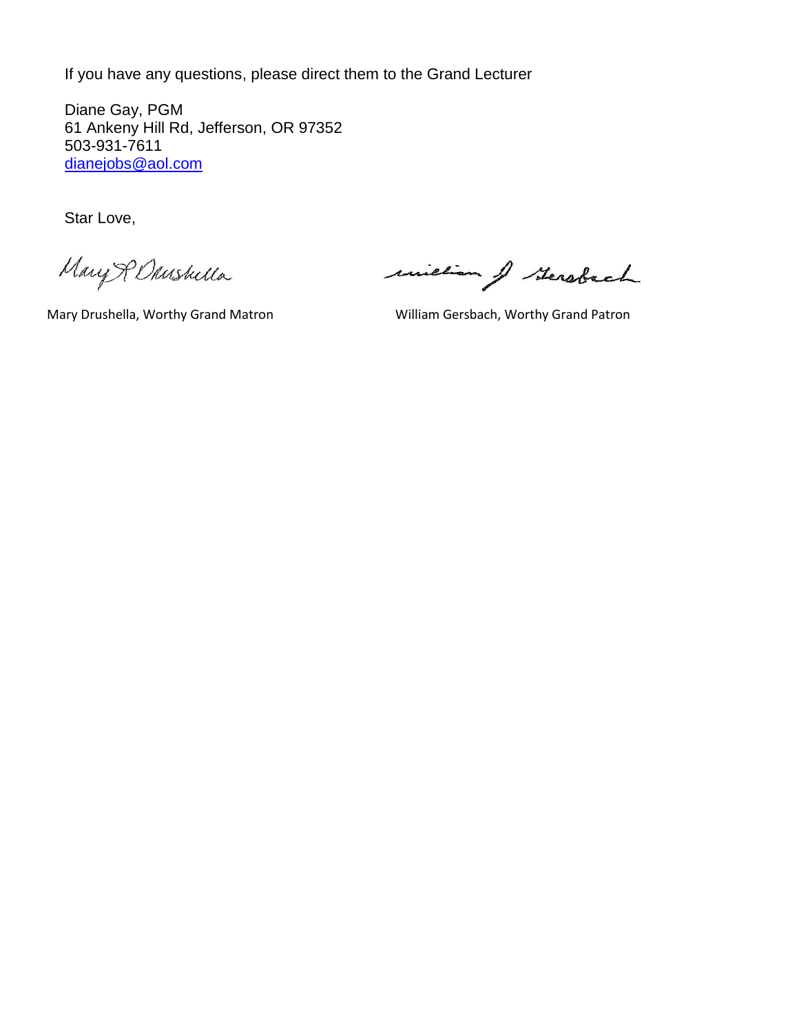If you have any questions, please direct them to the Grand Lecturer

Diane Gay, PGM
61 Ankeny Hill Rd, Jefferson, OR 97352
503-931-7611
dianejobs@aol.com

Star Love,

Mary Drushella, Worthy Grand Matron

William Gersbach, Worthy Grand Patron